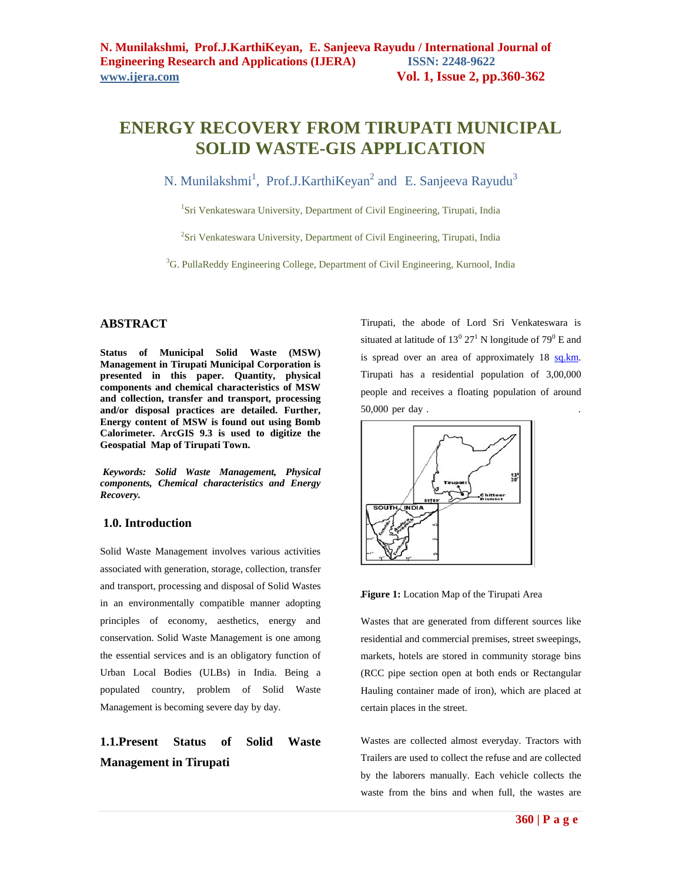# ENERGY RECOVERY FROM TIRUPATI MUNICIPAL SOLID WASTE-GIS APPLICATION

N. Munilakshmi[1], Prof.J.KarthiKeyan[2] and E. Sanjeeva Rayudu[3]

[1]Sri Venkateswara University, Department of Civil Engineering, Tirupati, India

[2]Sri Venkateswara University, Department of Civil Engineering, Tirupati, India

[3]G. PullaReddy Engineering College, Department of Civil Engineering, Kurnool, India

## ABSTRACT

**Status of Municipal Solid Waste (MSW) Management in Tirupati Municipal Corporation is presented in this paper. Quantity, physical components and chemical characteristics of MSW and collection, transfer and transport, processing and/or disposal practices are detailed. Further, Energy content of MSW is found out using Bomb Calorimeter. ArcGIS 9.3 is used to digitize the Geospatial Map of Tirupati Town.**

***Keywords: Solid Waste Management, Physical components, Chemical characteristics and Energy Recovery.***

## 1.0. Introduction

Solid Waste Management involves various activities associated with generation, storage, collection, transfer and transport, processing and disposal of Solid Wastes in an environmentally compatible manner adopting principles of economy, aesthetics, energy and conservation. Solid Waste Management is one among the essential services and is an obligatory function of Urban Local Bodies (ULBs) in India. Being a populated country, problem of Solid Waste Management is becoming severe day by day.

### 1.1.Present Status of Solid Waste Management in Tirupati

Tirupati, the abode of Lord Sri Venkateswara is situated at latitude of $13^0$ $27^1$ N longitude of $79^0$ E and is spread over an area of approximately 18 sq.km. Tirupati has a residential population of 3,00,000 people and receives a floating population of around 50,000 per day .

**Figure 1:** Location Map of the Tirupati Area

Wastes that are generated from different sources like residential and commercial premises, street sweepings, markets, hotels are stored in community storage bins (RCC pipe section open at both ends or Rectangular Hauling container made of iron), which are placed at certain places in the street.

Wastes are collected almost everyday. Tractors with Trailers are used to collect the refuse and are collected by the laborers manually. Each vehicle collects the waste from the bins and when full, the wastes are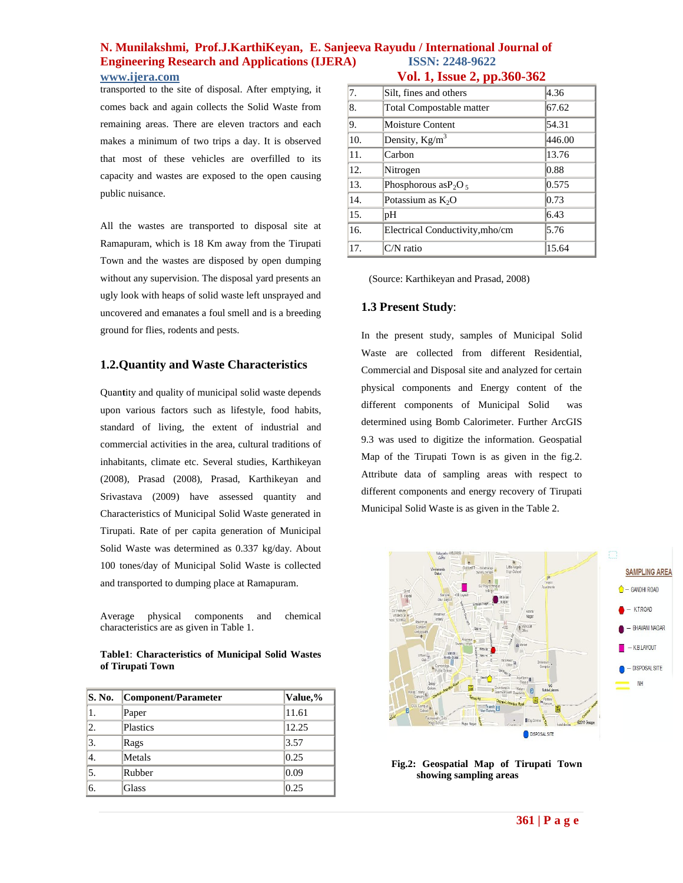transported to the site of disposal. After emptying, it comes back and again collects the Solid Waste from remaining areas. There are eleven tractors and each makes a minimum of two trips a day. It is observed that most of these vehicles are overfilled to its capacity and wastes are exposed to the open causing public nuisance.

All the wastes are transported to disposal site at Ramapuram, which is 18 Km away from the Tirupati Town and the wastes are disposed by open dumping without any supervision. The disposal yard presents an ugly look with heaps of solid waste left unsprayed and uncovered and emanates a foul smell and is a breeding ground for flies, rodents and pests.

## 1.2.Quantity and Waste Characteristics

Quantity and quality of municipal solid waste depends upon various factors such as lifestyle, food habits, standard of living, the extent of industrial and commercial activities in the area, cultural traditions of inhabitants, climate etc. Several studies, Karthikeyan (2008), Prasad (2008), Prasad, Karthikeyan and Srivastava (2009) have assessed quantity and Characteristics of Municipal Solid Waste generated in Tirupati. Rate of per capita generation of Municipal Solid Waste was determined as 0.337 kg/day. About 100 tones/day of Municipal Solid Waste is collected and transported to dumping place at Ramapuram.

Average physical components and chemical characteristics are as given in Table 1.

**Table1**: **Characteristics of Municipal Solid Wastes of Tirupati Town**

| S. No. | Component/Parameter | Value,% |
|---|---|---|
| 1. | Paper | 11.61 |
| 2. | Plastics | 12.25 |
| 3. | Rags | 3.57 |
| 4. | Metals | 0.25 |
| 5. | Rubber | 0.09 |
| 6. | Glass | 0.25 |
| 7. | Silt, fines and others | 4.36 |
| 8. | Total Compostable matter | 67.62 |
| 9. | Moisture Content | 54.31 |
| 10. | Density, Kg/$m^3$ | 446.00 |
| 11. | Carbon | 13.76 |
| 12. | Nitrogen | 0.88 |
| 13. | Phosphorous as$P_2O_5$ | 0.575 |
| 14. | Potassium as $K_2O$ | 0.73 |
| 15. | pH | 6.43 |
| 16. | Electrical Conductivity,mho/cm | 5.76 |
| 17. | C/N ratio | 15.64 |

(Source: Karthikeyan and Prasad, 2008)

## 1.3 Present Study:

In the present study, samples of Municipal Solid Waste are collected from different Residential, Commercial and Disposal site and analyzed for certain physical components and Energy content of the different components of Municipal Solid was determined using Bomb Calorimeter. Further ArcGIS 9.3 was used to digitize the information. Geospatial Map of the Tirupati Town is as given in the fig.2. Attribute data of sampling areas with respect to different components and energy recovery of Tirupati Municipal Solid Waste is as given in the Table 2.

**Fig.2: Geospatial Map of Tirupati Town showing sampling areas**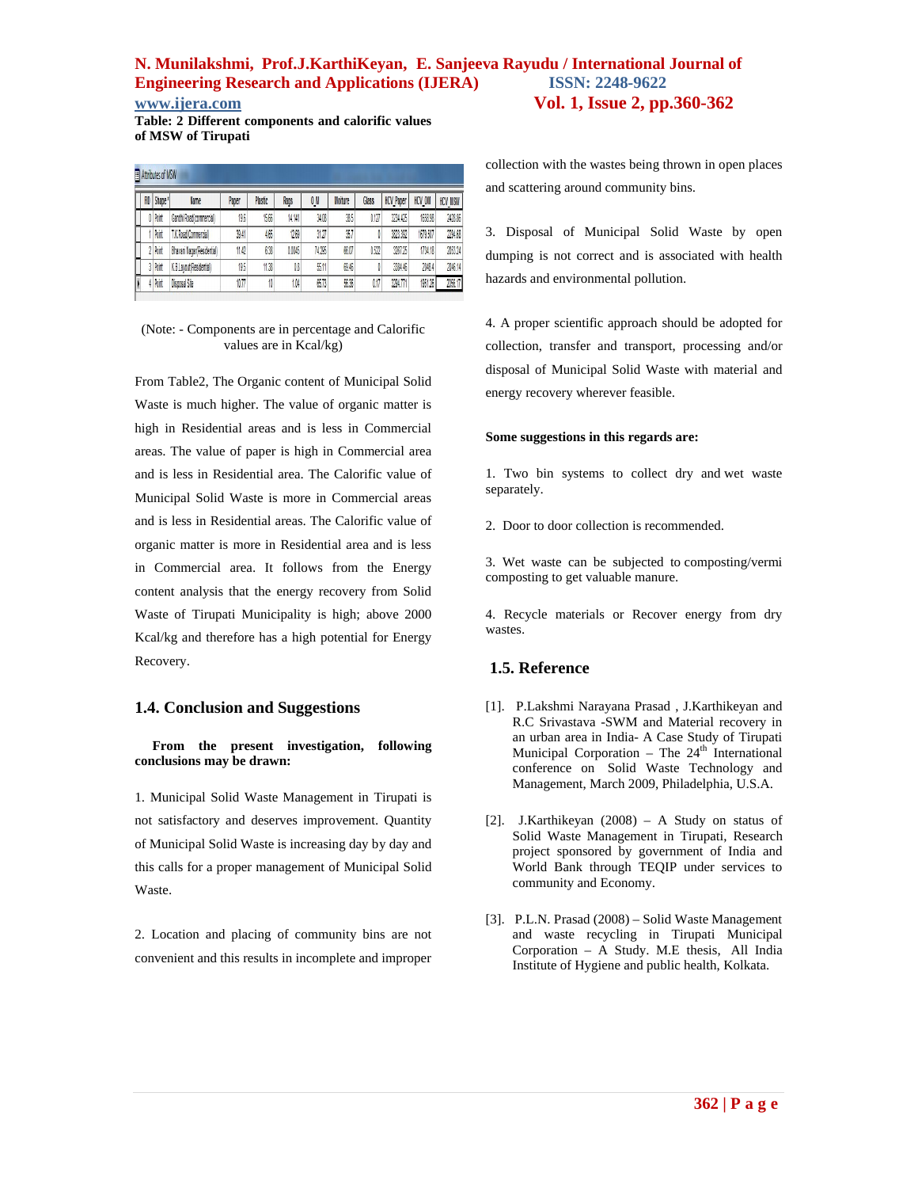**Table: 2 Different components and calorific values of MSW of Tirupati**

| FID | Shape* | Name | Paper | Plastic | Rags | O_M | Moiture | Glass | HCV_Paper | HCV_OM | HCV_MSW |
|---|---|---|---|---|---|---|---|---|---|---|---|
| 0 | Point | Gandhi Road(commercial) | 19.6 | 15.66 | 14.141 | 34.08 | 30.5 | 0.127 | 3234.425 | 1658.98 | 2420.86 |
| 1 | Point | T.K.Road(Commercial) | 39.41 | 4.65 | 12.69 | 31.27 | 35.7 | 0 | 3823.392 | 1679.907 | 2214.83 |
| 2 | Point | Bharam Nagar(Residential) | 11.42 | 6.38 | 0.0045 | 74.295 | 66.07 | 0.322 | 3287.25 | 1734.18 | 2603.24 |
| 3 | Point | K.B.Layout(Residential) | 18.5 | 11.38 | 0.8 | 55.11 | 69.46 | 0 | 3304.46 | 2048.4 | 2046.14 |
| 4 | Point | Disposal Site | 10.77 | 10 | 1.04 | 65.73 | 56.38 | 0.17 | 3294.771 | 1951.28 | 2066.17 |

(Note: - Components are in percentage and Calorific values are in Kcal/kg)

From Table2, The Organic content of Municipal Solid Waste is much higher. The value of organic matter is high in Residential areas and is less in Commercial areas. The value of paper is high in Commercial area and is less in Residential area. The Calorific value of Municipal Solid Waste is more in Commercial areas and is less in Residential areas. The Calorific value of organic matter is more in Residential area and is less in Commercial area. It follows from the Energy content analysis that the energy recovery from Solid Waste of Tirupati Municipality is high; above 2000 Kcal/kg and therefore has a high potential for Energy Recovery.

## 1.4. Conclusion and Suggestions

**From the present investigation, following conclusions may be drawn:**

1. Municipal Solid Waste Management in Tirupati is not satisfactory and deserves improvement. Quantity of Municipal Solid Waste is increasing day by day and this calls for a proper management of Municipal Solid Waste.

2. Location and placing of community bins are not convenient and this results in incomplete and improper collection with the wastes being thrown in open places and scattering around community bins.

3. Disposal of Municipal Solid Waste by open dumping is not correct and is associated with health hazards and environmental pollution.

4. A proper scientific approach should be adopted for collection, transfer and transport, processing and/or disposal of Municipal Solid Waste with material and energy recovery wherever feasible.

**Some suggestions in this regards are:**

1. Two bin systems to collect dry and wet waste separately.

2. Door to door collection is recommended.

3. Wet waste can be subjected to composting/vermi composting to get valuable manure.

4. Recycle materials or Recover energy from dry wastes.

## 1.5. Reference

[1]. P.Lakshmi Narayana Prasad , J.Karthikeyan and R.C Srivastava -SWM and Material recovery in an urban area in India- A Case Study of Tirupati Municipal Corporation – The 24th International conference on Solid Waste Technology and Management, March 2009, Philadelphia, U.S.A.

[2]. J.Karthikeyan (2008) – A Study on status of Solid Waste Management in Tirupati, Research project sponsored by government of India and World Bank through TEQIP under services to community and Economy.

[3]. P.L.N. Prasad (2008) – Solid Waste Management and waste recycling in Tirupati Municipal Corporation – A Study. M.E thesis, All India Institute of Hygiene and public health, Kolkata.